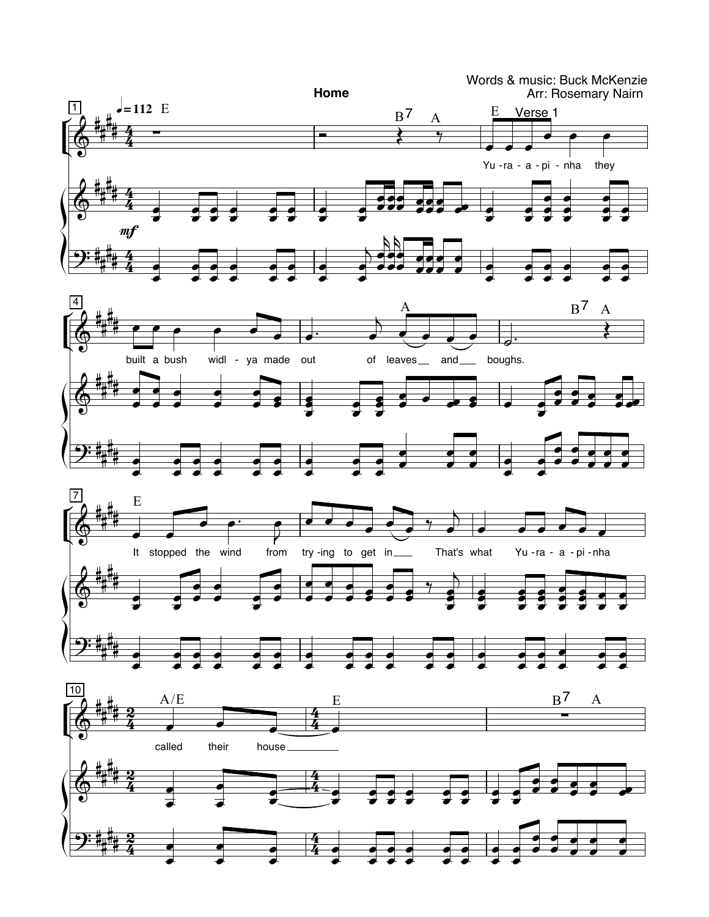# Home

Words & music: Buck McKenzie
Arr: Rosemary Nairn

♩= 112

Verse 1

Yu - ra - a - pi - nha they built a bush widl - ya made out of leaves and boughs.

It stopped the wind from try - ing to get in That's what Yu - ra - a - pi - nha called their house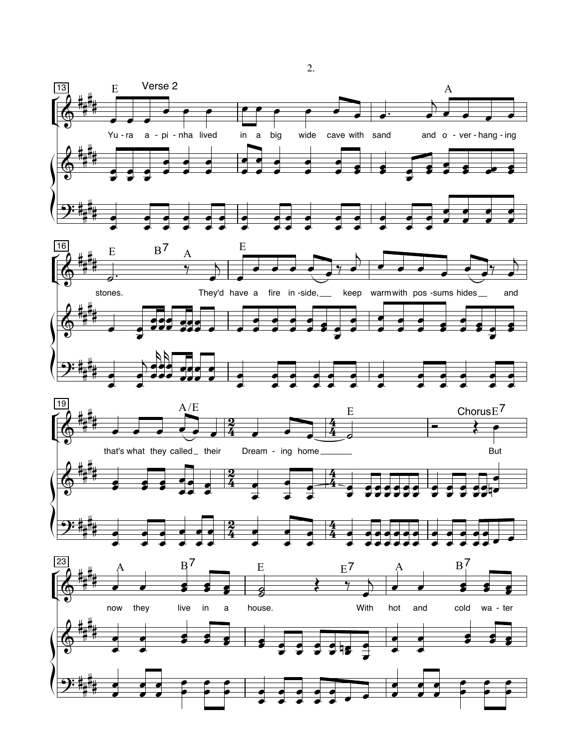Verse 2

Yu - ra a - pi - nha lived in a big wide cave with sand and o - ver - hang - ing stones. They'd have a fire in - side, keep warm with pos - sums hides and that's what they called their Dream - ing home

Chorus

But now they live in a house. With hot and cold wa - ter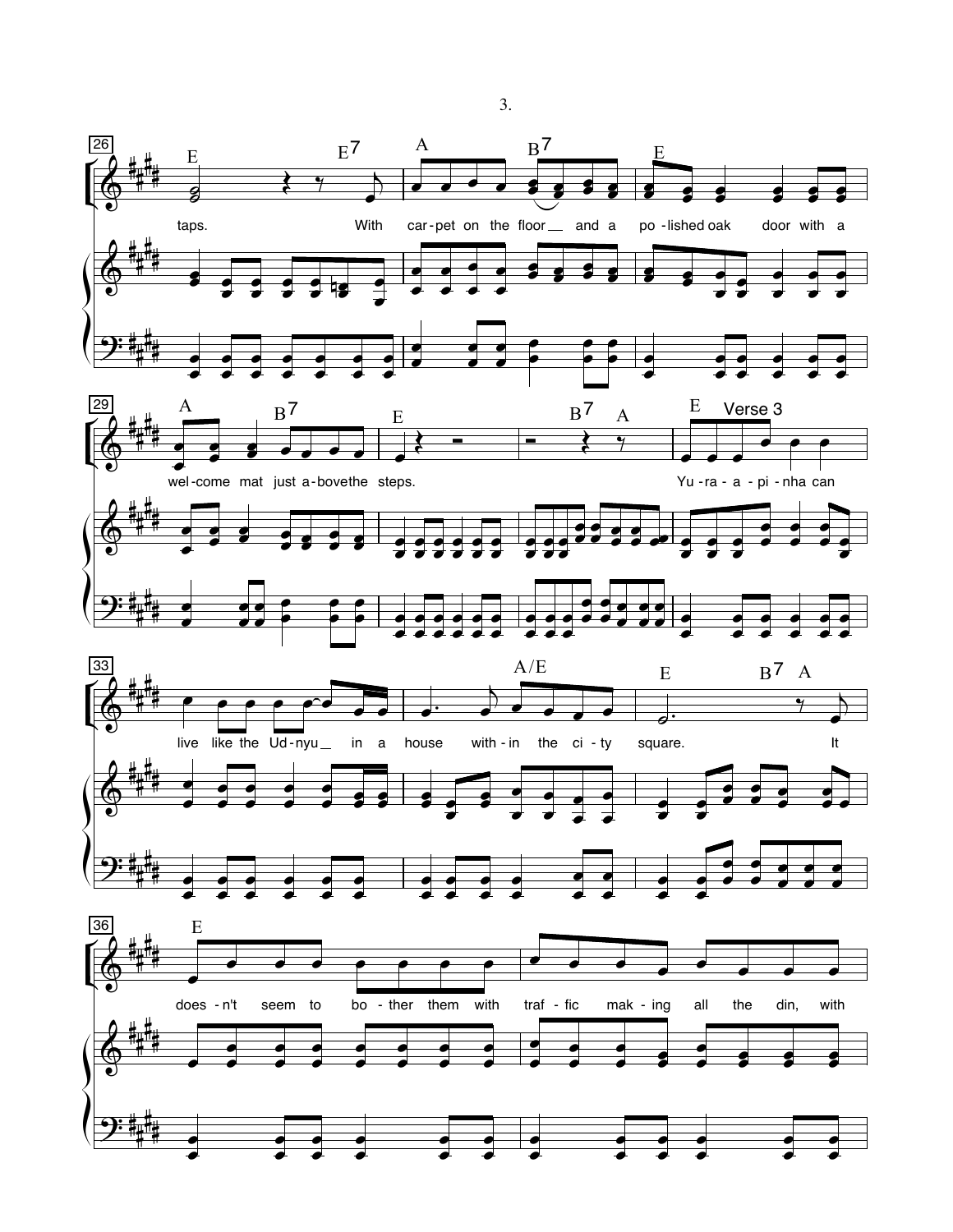26

E E7 A B7 E

taps. With car-pet on the floor__ and a po-lished oak door with a

29

A B7 E B7 A E Verse 3

wel-come mat just a-bove the steps. Yu-ra-a-pi-nha can

33

A/E E B7 A

live like the Ud-nyu__ in a house with-in the ci-ty square. It

36

E

does-n't seem to bo-ther them with traf-fic mak-ing all the din, with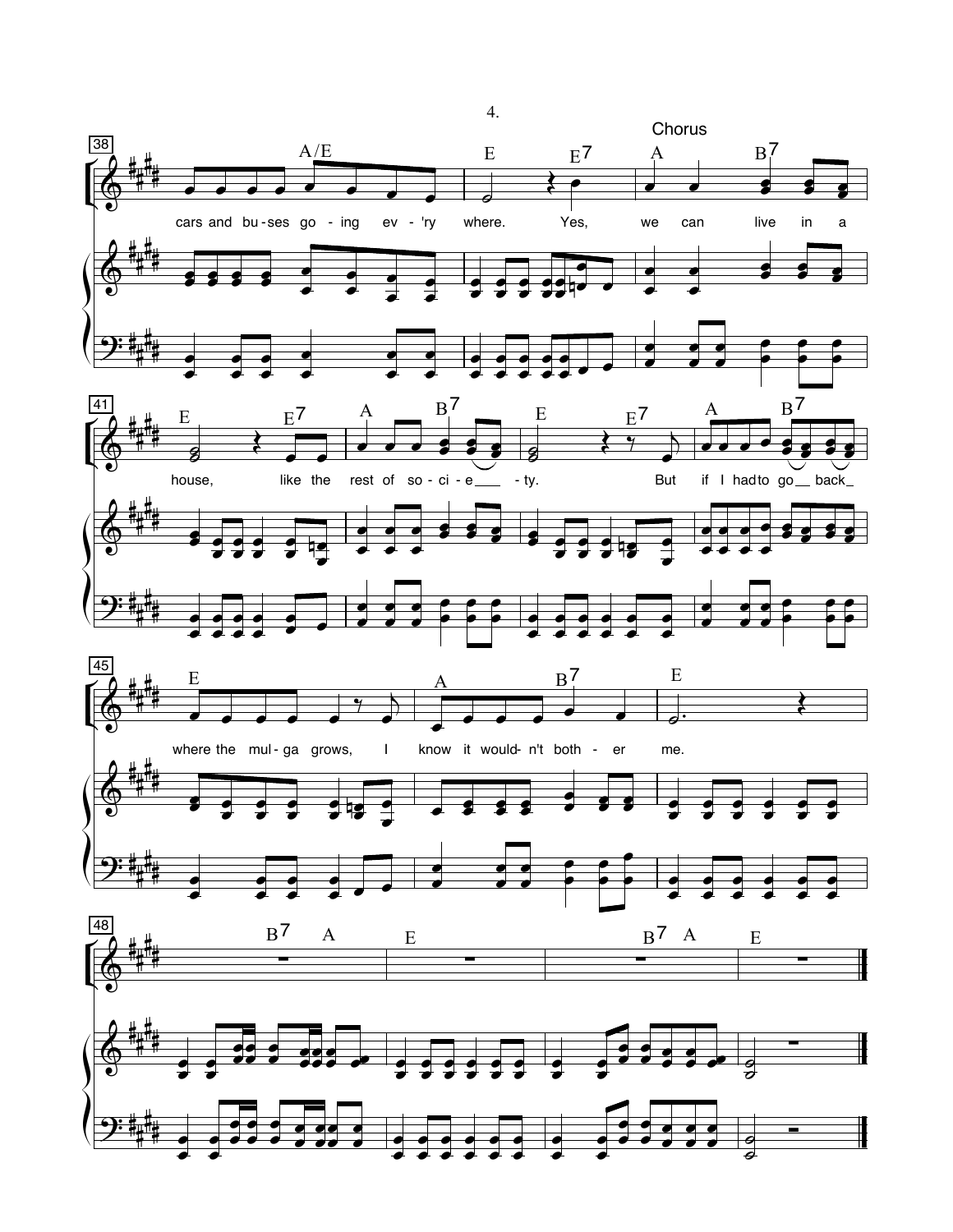Chorus

cars and bu-ses go-ing ev-'ry where. Yes, we can live in a

house, like the rest of so-ci-e - ty. But if I had to go back

where the mul-ga grows, I know it would-n't both - er me.